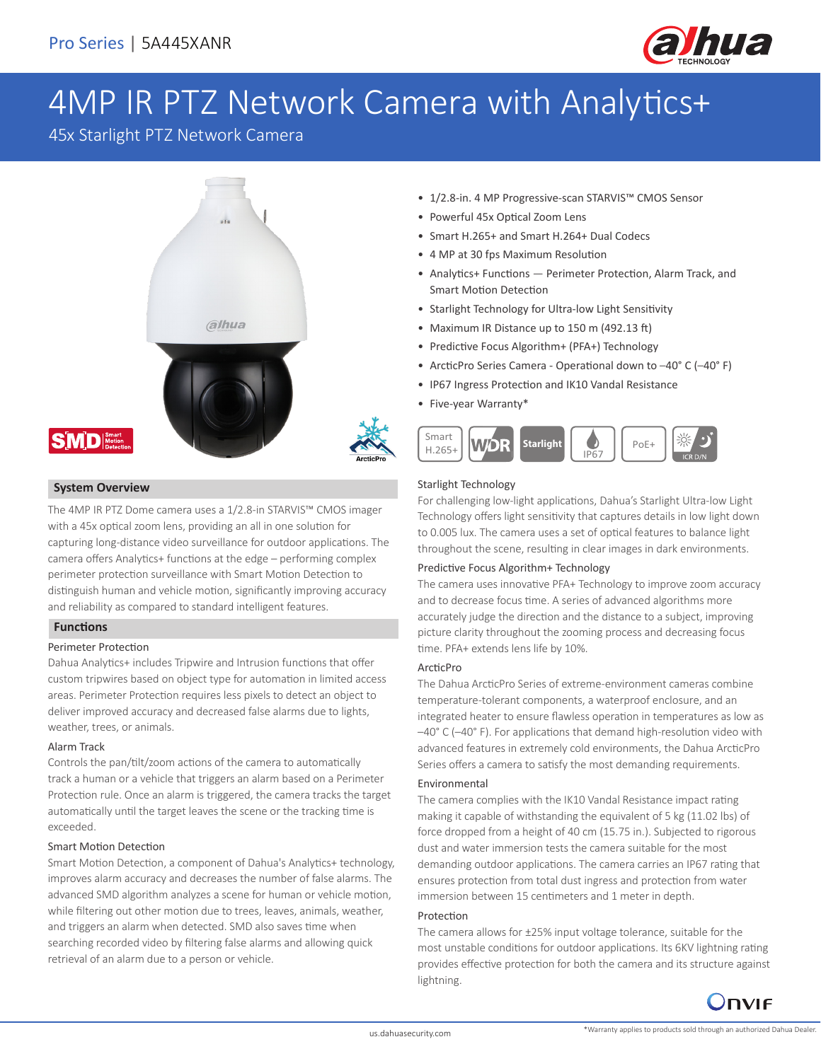Pro Series | 5A445XANR

# 4MP IR PTZ Network Camera with Analytics+

45x Starlight PTZ Network Camera

- 1/2.8-in. 4 MP Progressive-scan STARVIS™ CMOS Sensor
- Powerful 45x Optical Zoom Lens
- Smart H.265+ and Smart H.264+ Dual Codecs
- 4 MP at 30 fps Maximum Resolution
- Analytics+ Functions — Perimeter Protection, Alarm Track, and Smart Motion Detection
- Starlight Technology for Ultra-low Light Sensitivity
- Maximum IR Distance up to 150 m (492.13 ft)
- Predictive Focus Algorithm+ (PFA+) Technology
- ArcticPro Series Camera - Operational down to –40° C (–40° F)
- IP67 Ingress Protection and IK10 Vandal Resistance
- Five-year Warranty*

## System Overview

The 4MP IR PTZ Dome camera uses a 1/2.8-in STARVIS™ CMOS imager with a 45x optical zoom lens, providing an all in one solution for capturing long-distance video surveillance for outdoor applications. The camera offers Analytics+ functions at the edge – performing complex perimeter protection surveillance with Smart Motion Detection to distinguish human and vehicle motion, significantly improving accuracy and reliability as compared to standard intelligent features.

## Functions

### Perimeter Protection

Dahua Analytics+ includes Tripwire and Intrusion functions that offer custom tripwires based on object type for automation in limited access areas. Perimeter Protection requires less pixels to detect an object to deliver improved accuracy and decreased false alarms due to lights, weather, trees, or animals.

### Alarm Track

Controls the pan/tilt/zoom actions of the camera to automatically track a human or a vehicle that triggers an alarm based on a Perimeter Protection rule. Once an alarm is triggered, the camera tracks the target automatically until the target leaves the scene or the tracking time is exceeded.

### Smart Motion Detection

Smart Motion Detection, a component of Dahua's Analytics+ technology, improves alarm accuracy and decreases the number of false alarms. The advanced SMD algorithm analyzes a scene for human or vehicle motion, while filtering out other motion due to trees, leaves, animals, weather, and triggers an alarm when detected. SMD also saves time when searching recorded video by filtering false alarms and allowing quick retrieval of an alarm due to a person or vehicle.

### Starlight Technology

For challenging low-light applications, Dahua's Starlight Ultra-low Light Technology offers light sensitivity that captures details in low light down to 0.005 lux. The camera uses a set of optical features to balance light throughout the scene, resulting in clear images in dark environments.

### Predictive Focus Algorithm+ Technology

The camera uses innovative PFA+ Technology to improve zoom accuracy and to decrease focus time. A series of advanced algorithms more accurately judge the direction and the distance to a subject, improving picture clarity throughout the zooming process and decreasing focus time. PFA+ extends lens life by 10%.

### ArcticPro

The Dahua ArcticPro Series of extreme-environment cameras combine temperature-tolerant components, a waterproof enclosure, and an integrated heater to ensure flawless operation in temperatures as low as –40° C (–40° F). For applications that demand high-resolution video with advanced features in extremely cold environments, the Dahua ArcticPro Series offers a camera to satisfy the most demanding requirements.

### Environmental

The camera complies with the IK10 Vandal Resistance impact rating making it capable of withstanding the equivalent of 5 kg (11.02 lbs) of force dropped from a height of 40 cm (15.75 in.). Subjected to rigorous dust and water immersion tests the camera suitable for the most demanding outdoor applications. The camera carries an IP67 rating that ensures protection from total dust ingress and protection from water immersion between 15 centimeters and 1 meter in depth.

### Protection

The camera allows for ±25% input voltage tolerance, suitable for the most unstable conditions for outdoor applications. Its 6KV lightning rating provides effective protection for both the camera and its structure against lightning.

*Warranty applies to products sold through an authorized Dahua Dealer.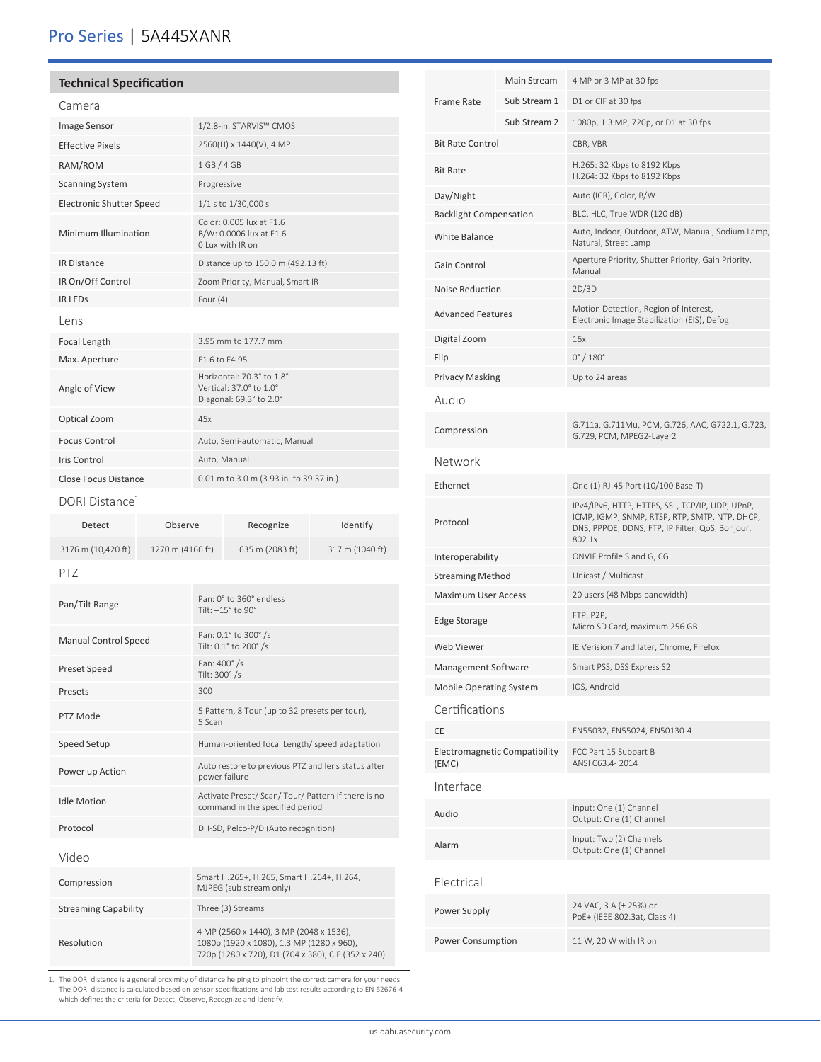# Pro Series | 5A445XANR

## Technical Specification

### Camera

| | |
|---|---|
| Image Sensor | 1/2.8-in. STARVIS™ CMOS |
| Effective Pixels | 2560(H) x 1440(V), 4 MP |
| RAM/ROM | 1 GB / 4 GB |
| Scanning System | Progressive |
| Electronic Shutter Speed | 1/1 s to 1/30,000 s |
| Minimum Illumination | Color: 0.005 lux at F1.6<br>B/W: 0.0006 lux at F1.6<br>0 Lux with IR on |
| IR Distance | Distance up to 150.0 m (492.13 ft) |
| IR On/Off Control | Zoom Priority, Manual, Smart IR |
| IR LEDs | Four (4) |

### Lens

| | |
|---|---|
| Focal Length | 3.95 mm to 177.7 mm |
| Max. Aperture | F1.6 to F4.95 |
| Angle of View | Horizontal: 70.3° to 1.8°<br>Vertical: 37.0° to 1.0°<br>Diagonal: 69.3° to 2.0° |
| Optical Zoom | 45x |
| Focus Control | Auto, Semi-automatic, Manual |
| Iris Control | Auto, Manual |
| Close Focus Distance | 0.01 m to 3.0 m (3.93 in. to 39.37 in.) |

### DORI Distance[1]

| Detect | Observe | Recognize | Identify |
|---|---|---|---|
| 3176 m (10,420 ft) | 1270 m (4166 ft) | 635 m (2083 ft) | 317 m (1040 ft) |

### PTZ

| | |
|---|---|
| Pan/Tilt Range | Pan: 0° to 360° endless<br>Tilt: –15° to 90° |
| Manual Control Speed | Pan: 0.1° to 300° /s<br>Tilt: 0.1° to 200° /s |
| Preset Speed | Pan: 400° /s<br>Tilt: 300° /s |
| Presets | 300 |
| PTZ Mode | 5 Pattern, 8 Tour (up to 32 presets per tour),<br>5 Scan |
| Speed Setup | Human-oriented focal Length/ speed adaptation |
| Power up Action | Auto restore to previous PTZ and lens status after power failure |
| Idle Motion | Activate Preset/ Scan/ Tour/ Pattern if there is no command in the specified period |
| Protocol | DH-SD, Pelco-P/D (Auto recognition) |

### Video

| | | |
|---|---|---|
| Compression | | Smart H.265+, H.265, Smart H.264+, H.264, MJPEG (sub stream only) |
| Streaming Capability | | Three (3) Streams |
| Resolution | | 4 MP (2560 x 1440), 3 MP (2048 x 1536), 1080p (1920 x 1080), 1.3 MP (1280 x 960), 720p (1280 x 720), D1 (704 x 380), CIF (352 x 240) |
| Frame Rate | Main Stream | 4 MP or 3 MP at 30 fps |
| | Sub Stream 1 | D1 or CIF at 30 fps |
| | Sub Stream 2 | 1080p, 1.3 MP, 720p, or D1 at 30 fps |
| Bit Rate Control | | CBR, VBR |
| Bit Rate | | H.265: 32 Kbps to 8192 Kbps<br>H.264: 32 Kbps to 8192 Kbps |
| Day/Night | | Auto (ICR), Color, B/W |
| Backlight Compensation | | BLC, HLC, True WDR (120 dB) |
| White Balance | | Auto, Indoor, Outdoor, ATW, Manual, Sodium Lamp, Natural, Street Lamp |
| Gain Control | | Aperture Priority, Shutter Priority, Gain Priority, Manual |
| Noise Reduction | | 2D/3D |
| Advanced Features | | Motion Detection, Region of Interest, Electronic Image Stabilization (EIS), Defog |
| Digital Zoom | | 16x |
| Flip | | 0° / 180° |
| Privacy Masking | | Up to 24 areas |

### Audio

| | |
|---|---|
| Compression | G.711a, G.711Mu, PCM, G.726, AAC, G722.1, G.723, G.729, PCM, MPEG2-Layer2 |

### Network

| | |
|---|---|
| Ethernet | One (1) RJ-45 Port (10/100 Base-T) |
| Protocol | IPv4/IPv6, HTTP, HTTPS, SSL, TCP/IP, UDP, UPnP, ICMP, IGMP, SNMP, RTSP, RTP, SMTP, NTP, DHCP, DNS, PPPOE, DDNS, FTP, IP Filter, QoS, Bonjour, 802.1x |
| Interoperability | ONVIF Profile S and G, CGI |
| Streaming Method | Unicast / Multicast |
| Maximum User Access | 20 users (48 Mbps bandwidth) |
| Edge Storage | FTP, P2P,<br>Micro SD Card, maximum 256 GB |
| Web Viewer | IE Version 7 and later, Chrome, Firefox |
| Management Software | Smart PSS, DSS Express S2 |
| Mobile Operating System | IOS, Android |

### Certifications

| | |
|---|---|
| CE | EN55032, EN55024, EN50130-4 |
| Electromagnetic Compatibility (EMC) | FCC Part 15 Subpart B<br>ANSI C63.4- 2014 |

### Interface

| | |
|---|---|
| Audio | Input: One (1) Channel<br>Output: One (1) Channel |
| Alarm | Input: Two (2) Channels<br>Output: One (1) Channel |

### Electrical

| | |
|---|---|
| Power Supply | 24 VAC, 3 A (± 25%) or<br>PoE+ (IEEE 802.3at, Class 4) |
| Power Consumption | 11 W, 20 W with IR on |

1. The DORI distance is a general proximity of distance helping to pinpoint the correct camera for your needs. The DORI distance is calculated based on sensor specifications and lab test results according to EN 62676-4 which defines the criteria for Detect, Observe, Recognize and Identify.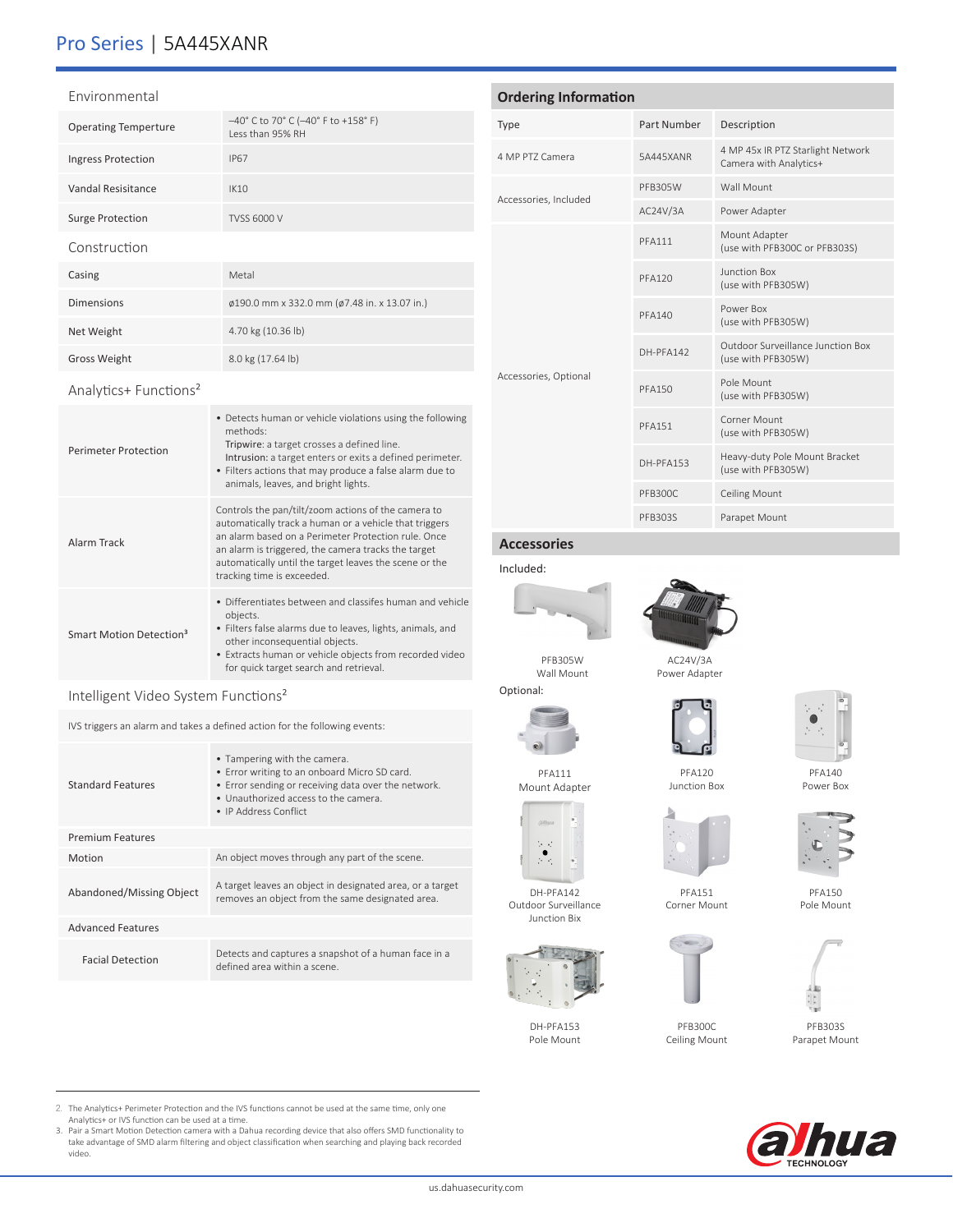# Pro Series | 5A445XANR

## Environmental

| | |
|---|---|
| Operating Temperture | –40° C to 70° C (–40° F to +158° F) Less than 95% RH |
| Ingress Protection | IP67 |
| Vandal Resisitance | IK10 |
| Surge Protection | TVSS 6000 V |

## Construction

| | |
|---|---|
| Casing | Metal |
| Dimensions | ø190.0 mm x 332.0 mm (ø7.48 in. x 13.07 in.) |
| Net Weight | 4.70 kg (10.36 lb) |
| Gross Weight | 8.0 kg (17.64 lb) |

## Analytics+ Functions[2]

| | |
|---|---|
| Perimeter Protection | • Detects human or vehicle violations using the following methods: Tripwire: a target crosses a defined line. Intrusion: a target enters or exits a defined perimeter. • Filters actions that may produce a false alarm due to animals, leaves, and bright lights. |
| Alarm Track | Controls the pan/tilt/zoom actions of the camera to automatically track a human or a vehicle that triggers an alarm based on a Perimeter Protection rule. Once an alarm is triggered, the camera tracks the target automatically until the target leaves the scene or the tracking time is exceeded. |
| Smart Motion Detection[3] | • Differentiates between and classifes human and vehicle objects. • Filters false alarms due to leaves, lights, animals, and other inconsequential objects. • Extracts human or vehicle objects from recorded video for quick target search and retrieval. |

## Intelligent Video System Functions[2]

| | |
|---|---|
| IVS triggers an alarm and takes a defined action for the following events: | |
| Standard Features | • Tampering with the camera. • Error writing to an onboard Micro SD card. • Error sending or receiving data over the network. • Unauthorized access to the camera. • IP Address Conflict |
| Premium Features | |
| Motion | An object moves through any part of the scene. |
| Abandoned/Missing Object | A target leaves an object in designated area, or a target removes an object from the same designated area. |
| Advanced Features | |
| Facial Detection | Detects and captures a snapshot of a human face in a defined area within a scene. |

## Ordering Information

| Type | Part Number | Description |
|---|---|---|
| 4 MP PTZ Camera | 5A445XANR | 4 MP 45x IR PTZ Starlight Network Camera with Analytics+ |
| Accessories, Included | PFB305W | Wall Mount |
| | AC24V/3A | Power Adapter |
| Accessories, Optional | PFA111 | Mount Adapter (use with PFB300C or PFB303S) |
| | PFA120 | Junction Box (use with PFB305W) |
| | PFA140 | Power Box (use with PFB305W) |
| | DH-PFA142 | Outdoor Surveillance Junction Box (use with PFB305W) |
| | PFA150 | Pole Mount (use with PFB305W) |
| | PFA151 | Corner Mount (use with PFB305W) |
| | DH-PFA153 | Heavy-duty Pole Mount Bracket (use with PFB305W) |
| | PFB300C | Ceiling Mount |
| | PFB303S | Parapet Mount |

## Accessories

Included:

PFB305W
Wall Mount

AC24V/3A
Power Adapter

Optional:

PFA111
Mount Adapter

PFA120
Junction Box

PFA140
Power Box

DH-PFA142
Outdoor Surveillance Junction Bix

PFA151
Corner Mount

PFA150
Pole Mount

DH-PFA153
Pole Mount

PFB300C
Ceiling Mount

PFB303S
Parapet Mount

2. The Analytics+ Perimeter Protection and the IVS functions cannot be used at the same time, only one Analytics+ or IVS function can be used at a time.
3. Pair a Smart Motion Detection camera with a Dahua recording device that also offers SMD functionality to take advantage of SMD alarm filtering and object classification when searching and playing back recorded video.

alhua TECHNOLOGY

us.dahuasecurity.com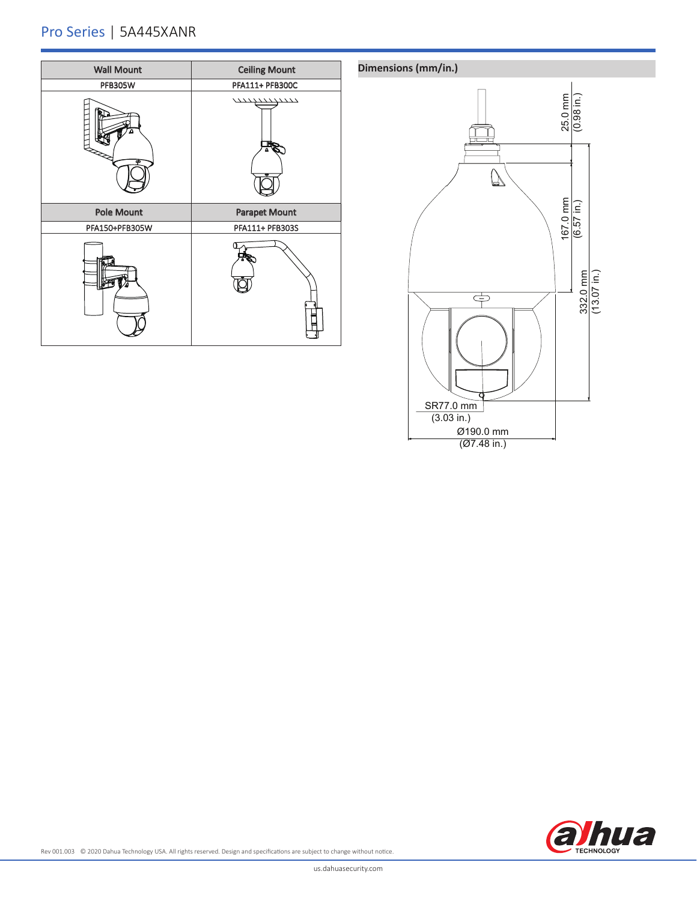| Wall Mount | Ceiling Mount |
|---|---|
| PFB305W | PFA111+ PFB300C |
| | |
| **Pole Mount** | **Parapet Mount** |
| PFA150+PFB305W | PFA111+ PFB303S |
| | |

## Dimensions (mm/in.)

25.0 mm
(0.98 in.)

167.0 mm
(6.57 in.)

332.0 mm
(13.07 in.)

SR77.0 mm
(3.03 in.)

Ø190.0 mm
(Ø7.48 in.)

Rev 001.003 © 2020 Dahua Technology USA. All rights reserved. Design and specifications are subject to change without notice.

us.dahuasecurity.com